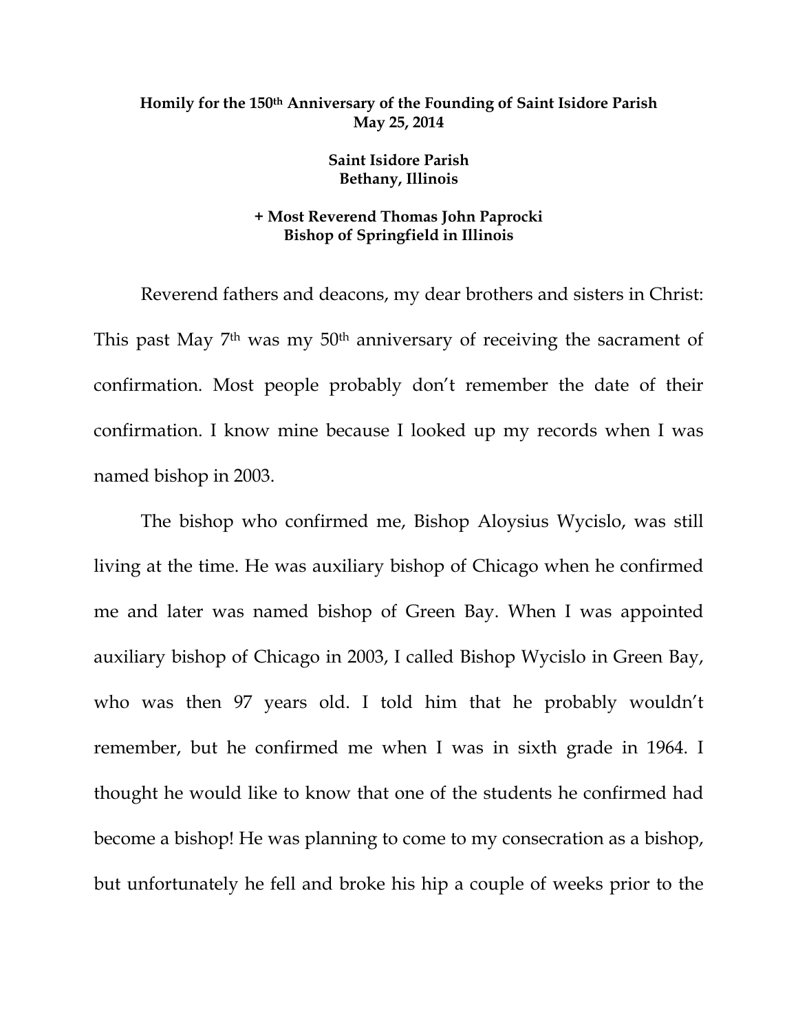**Homily for the 150th Anniversary of the Founding of Saint Isidore Parish**
**May 25, 2014**

**Saint Isidore Parish**
**Bethany, Illinois**

**+ Most Reverend Thomas John Paprocki**
**Bishop of Springfield in Illinois**

Reverend fathers and deacons, my dear brothers and sisters in Christ: This past May 7th was my 50th anniversary of receiving the sacrament of confirmation. Most people probably don't remember the date of their confirmation. I know mine because I looked up my records when I was named bishop in 2003.

The bishop who confirmed me, Bishop Aloysius Wycislo, was still living at the time. He was auxiliary bishop of Chicago when he confirmed me and later was named bishop of Green Bay. When I was appointed auxiliary bishop of Chicago in 2003, I called Bishop Wycislo in Green Bay, who was then 97 years old. I told him that he probably wouldn't remember, but he confirmed me when I was in sixth grade in 1964. I thought he would like to know that one of the students he confirmed had become a bishop! He was planning to come to my consecration as a bishop, but unfortunately he fell and broke his hip a couple of weeks prior to the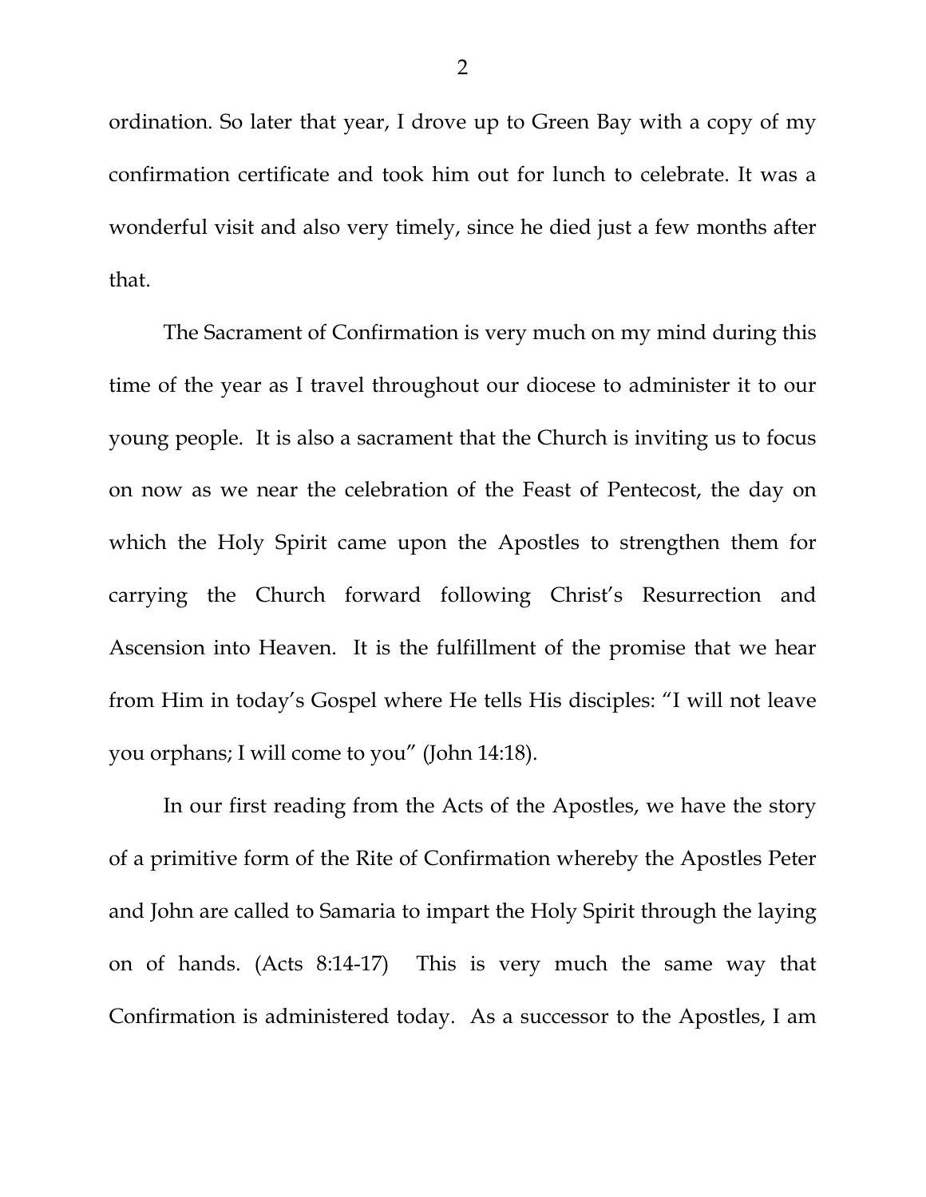ordination. So later that year, I drove up to Green Bay with a copy of my confirmation certificate and took him out for lunch to celebrate. It was a wonderful visit and also very timely, since he died just a few months after that.

The Sacrament of Confirmation is very much on my mind during this time of the year as I travel throughout our diocese to administer it to our young people. It is also a sacrament that the Church is inviting us to focus on now as we near the celebration of the Feast of Pentecost, the day on which the Holy Spirit came upon the Apostles to strengthen them for carrying the Church forward following Christ's Resurrection and Ascension into Heaven. It is the fulfillment of the promise that we hear from Him in today's Gospel where He tells His disciples: "I will not leave you orphans; I will come to you" (John 14:18).

In our first reading from the Acts of the Apostles, we have the story of a primitive form of the Rite of Confirmation whereby the Apostles Peter and John are called to Samaria to impart the Holy Spirit through the laying on of hands. (Acts 8:14-17) This is very much the same way that Confirmation is administered today. As a successor to the Apostles, I am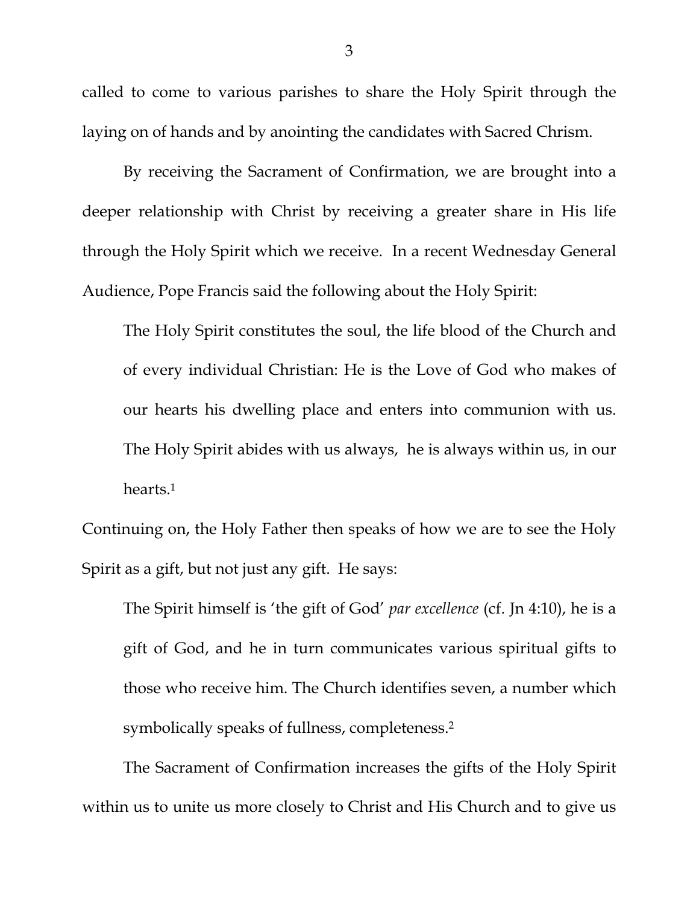called to come to various parishes to share the Holy Spirit through the laying on of hands and by anointing the candidates with Sacred Chrism.

By receiving the Sacrament of Confirmation, we are brought into a deeper relationship with Christ by receiving a greater share in His life through the Holy Spirit which we receive. In a recent Wednesday General Audience, Pope Francis said the following about the Holy Spirit:

> The Holy Spirit constitutes the soul, the life blood of the Church and of every individual Christian: He is the Love of God who makes of our hearts his dwelling place and enters into communion with us. The Holy Spirit abides with us always, he is always within us, in our hearts.[1]

Continuing on, the Holy Father then speaks of how we are to see the Holy Spirit as a gift, but not just any gift. He says:

> The Spirit himself is 'the gift of God' *par excellence* (cf. Jn 4:10), he is a gift of God, and he in turn communicates various spiritual gifts to those who receive him. The Church identifies seven, a number which symbolically speaks of fullness, completeness.[2]

The Sacrament of Confirmation increases the gifts of the Holy Spirit within us to unite us more closely to Christ and His Church and to give us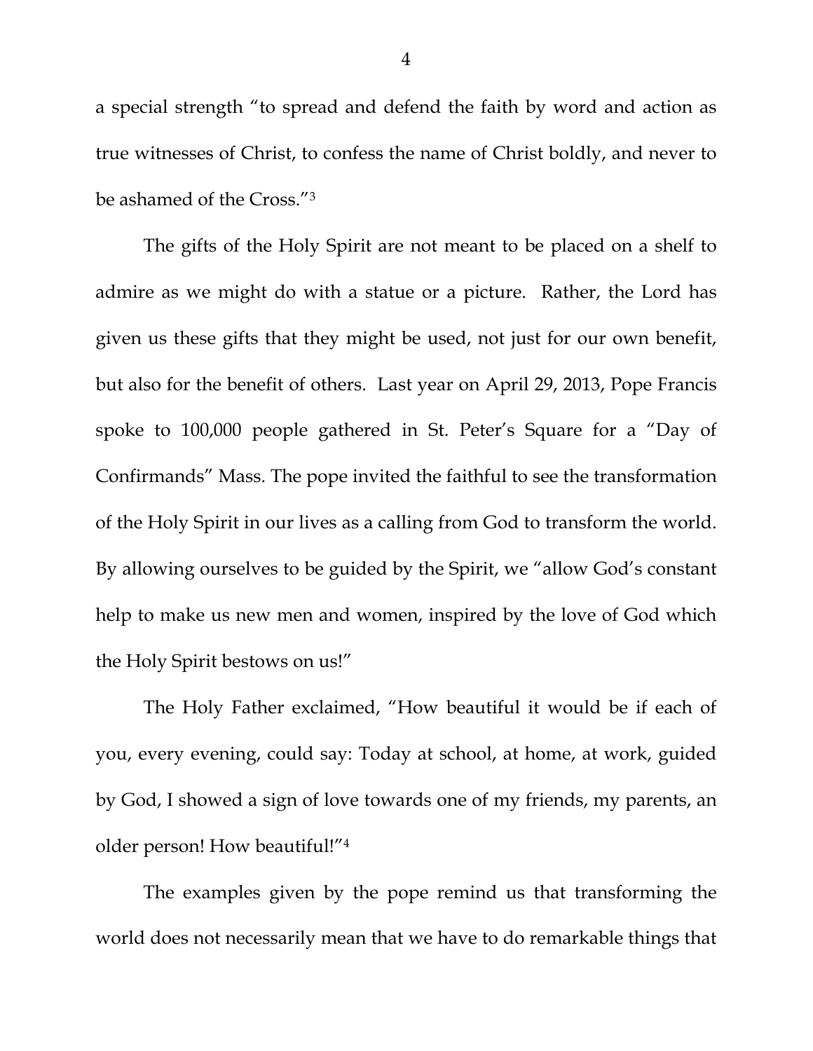a special strength "to spread and defend the faith by word and action as true witnesses of Christ, to confess the name of Christ boldly, and never to be ashamed of the Cross."[3]

The gifts of the Holy Spirit are not meant to be placed on a shelf to admire as we might do with a statue or a picture. Rather, the Lord has given us these gifts that they might be used, not just for our own benefit, but also for the benefit of others. Last year on April 29, 2013, Pope Francis spoke to 100,000 people gathered in St. Peter's Square for a "Day of Confirmands" Mass. The pope invited the faithful to see the transformation of the Holy Spirit in our lives as a calling from God to transform the world. By allowing ourselves to be guided by the Spirit, we "allow God's constant help to make us new men and women, inspired by the love of God which the Holy Spirit bestows on us!"

The Holy Father exclaimed, "How beautiful it would be if each of you, every evening, could say: Today at school, at home, at work, guided by God, I showed a sign of love towards one of my friends, my parents, an older person! How beautiful!"[4]

The examples given by the pope remind us that transforming the world does not necessarily mean that we have to do remarkable things that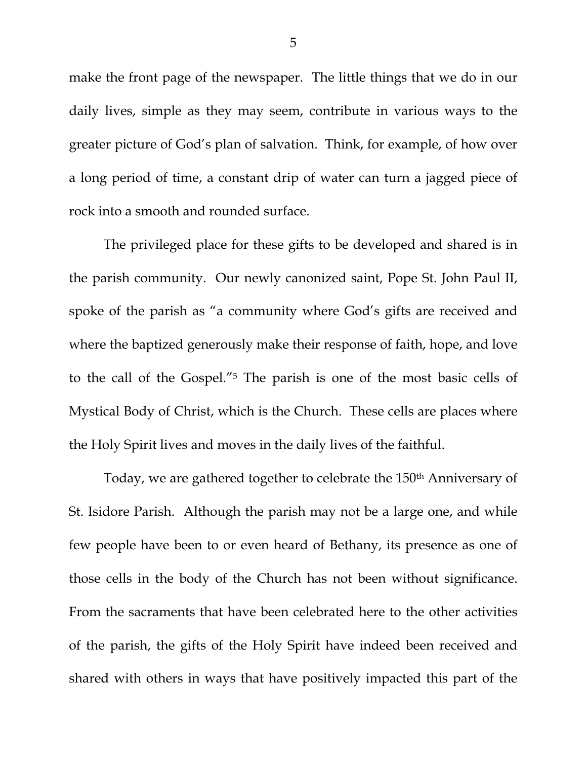make the front page of the newspaper. The little things that we do in our daily lives, simple as they may seem, contribute in various ways to the greater picture of God's plan of salvation. Think, for example, of how over a long period of time, a constant drip of water can turn a jagged piece of rock into a smooth and rounded surface.

The privileged place for these gifts to be developed and shared is in the parish community. Our newly canonized saint, Pope St. John Paul II, spoke of the parish as "a community where God's gifts are received and where the baptized generously make their response of faith, hope, and love to the call of the Gospel."[5] The parish is one of the most basic cells of Mystical Body of Christ, which is the Church. These cells are places where the Holy Spirit lives and moves in the daily lives of the faithful.

Today, we are gathered together to celebrate the 150th Anniversary of St. Isidore Parish. Although the parish may not be a large one, and while few people have been to or even heard of Bethany, its presence as one of those cells in the body of the Church has not been without significance. From the sacraments that have been celebrated here to the other activities of the parish, the gifts of the Holy Spirit have indeed been received and shared with others in ways that have positively impacted this part of the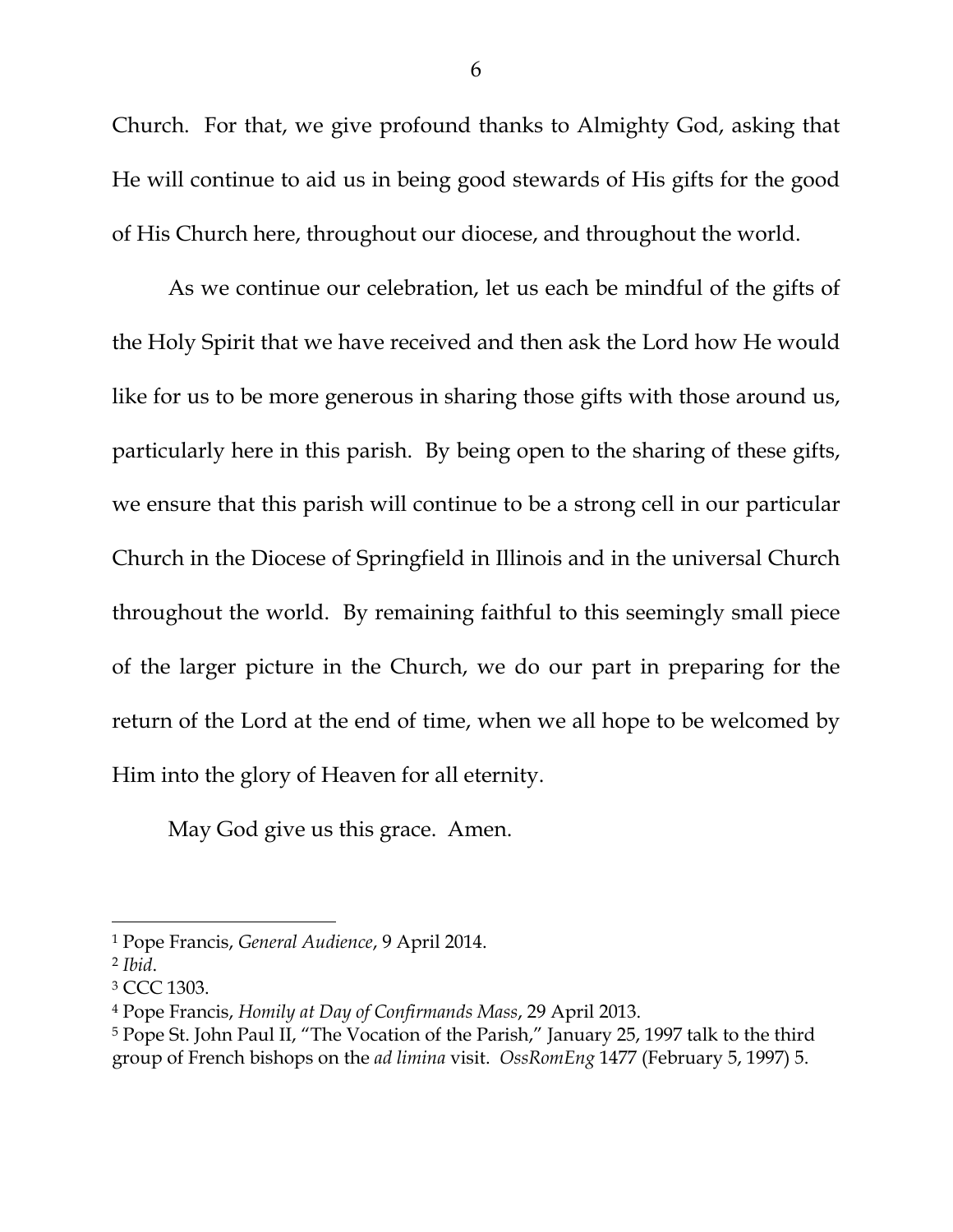Church. For that, we give profound thanks to Almighty God, asking that He will continue to aid us in being good stewards of His gifts for the good of His Church here, throughout our diocese, and throughout the world.

As we continue our celebration, let us each be mindful of the gifts of the Holy Spirit that we have received and then ask the Lord how He would like for us to be more generous in sharing those gifts with those around us, particularly here in this parish. By being open to the sharing of these gifts, we ensure that this parish will continue to be a strong cell in our particular Church in the Diocese of Springfield in Illinois and in the universal Church throughout the world. By remaining faithful to this seemingly small piece of the larger picture in the Church, we do our part in preparing for the return of the Lord at the end of time, when we all hope to be welcomed by Him into the glory of Heaven for all eternity.

May God give us this grace. Amen.

---

[1] Pope Francis, *General Audience*, 9 April 2014.

[2] *Ibid*.

[3] CCC 1303.

[4] Pope Francis, *Homily at Day of Confirmands Mass*, 29 April 2013.

[5] Pope St. John Paul II, "The Vocation of the Parish," January 25, 1997 talk to the third group of French bishops on the *ad limina* visit. *OssRomEng* 1477 (February 5, 1997) 5.